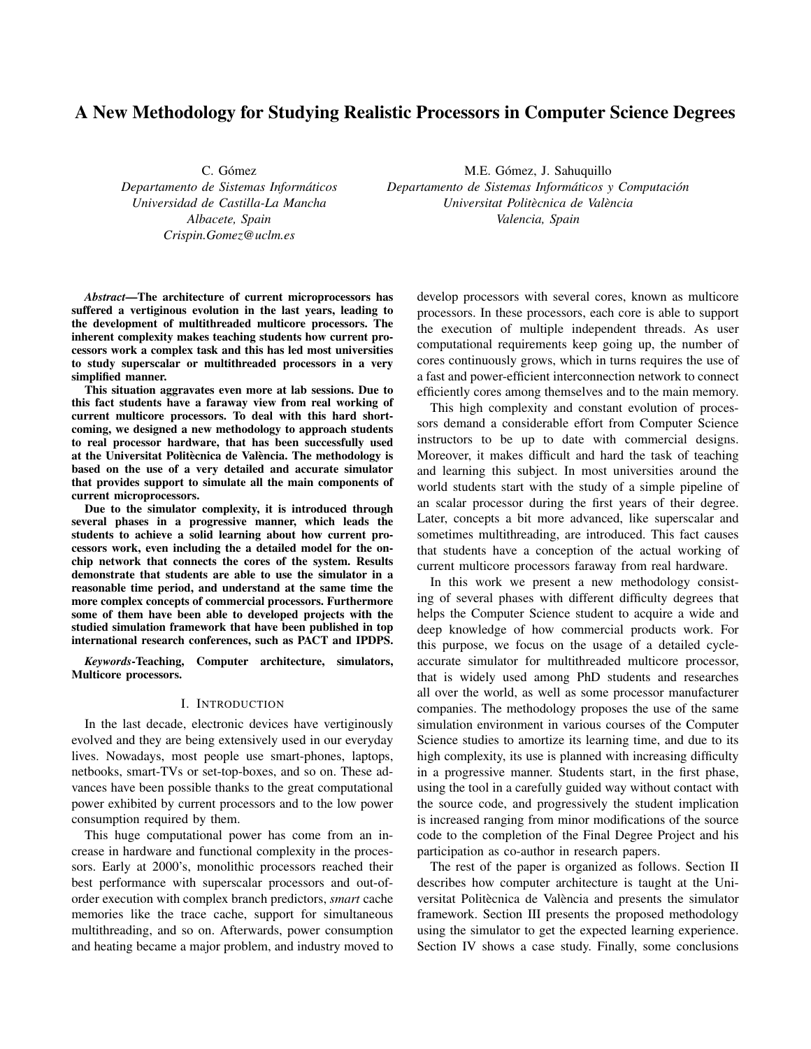# A New Methodology for Studying Realistic Processors in Computer Science Degrees

C. Gómez
*Departamento de Sistemas Informáticos*
*Universidad de Castilla-La Mancha*
*Albacete, Spain*
*Crispin.Gomez@uclm.es*

M.E. Gómez, J. Sahuquillo
*Departamento de Sistemas Informáticos y Computación*
*Universitat Politècnica de València*
*Valencia, Spain*

***Abstract*—The architecture of current microprocessors has suffered a vertiginous evolution in the last years, leading to the development of multithreaded multicore processors. The inherent complexity makes teaching students how current processors work a complex task and this has led most universities to study superscalar or multithreaded processors in a very simplified manner.**

**This situation aggravates even more at lab sessions. Due to this fact students have a faraway view from real working of current multicore processors. To deal with this hard shortcoming, we designed a new methodology to approach students to real processor hardware, that has been successfully used at the Universitat Politècnica de València. The methodology is based on the use of a very detailed and accurate simulator that provides support to simulate all the main components of current microprocessors.**

**Due to the simulator complexity, it is introduced through several phases in a progressive manner, which leads the students to achieve a solid learning about how current processors work, even including the a detailed model for the on-chip network that connects the cores of the system. Results demonstrate that students are able to use the simulator in a reasonable time period, and understand at the same time the more complex concepts of commercial processors. Furthermore some of them have been able to developed projects with the studied simulation framework that have been published in top international research conferences, such as PACT and IPDPS.**

***Keywords*-Teaching, Computer architecture, simulators, Multicore processors.**

## I. Introduction

In the last decade, electronic devices have vertiginously evolved and they are being extensively used in our everyday lives. Nowadays, most people use smart-phones, laptops, netbooks, smart-TVs or set-top-boxes, and so on. These advances have been possible thanks to the great computational power exhibited by current processors and to the low power consumption required by them.

This huge computational power has come from an increase in hardware and functional complexity in the processors. Early at 2000's, monolithic processors reached their best performance with superscalar processors and out-of-order execution with complex branch predictors, *smart* cache memories like the trace cache, support for simultaneous multithreading, and so on. Afterwards, power consumption and heating became a major problem, and industry moved to develop processors with several cores, known as multicore processors. In these processors, each core is able to support the execution of multiple independent threads. As user computational requirements keep going up, the number of cores continuously grows, which in turns requires the use of a fast and power-efficient interconnection network to connect efficiently cores among themselves and to the main memory.

This high complexity and constant evolution of processors demand a considerable effort from Computer Science instructors to be up to date with commercial designs. Moreover, it makes difficult and hard the task of teaching and learning this subject. In most universities around the world students start with the study of a simple pipeline of an scalar processor during the first years of their degree. Later, concepts a bit more advanced, like superscalar and sometimes multithreading, are introduced. This fact causes that students have a conception of the actual working of current multicore processors faraway from real hardware.

In this work we present a new methodology consisting of several phases with different difficulty degrees that helps the Computer Science student to acquire a wide and deep knowledge of how commercial products work. For this purpose, we focus on the usage of a detailed cycle-accurate simulator for multithreaded multicore processor, that is widely used among PhD students and researches all over the world, as well as some processor manufacturer companies. The methodology proposes the use of the same simulation environment in various courses of the Computer Science studies to amortize its learning time, and due to its high complexity, its use is planned with increasing difficulty in a progressive manner. Students start, in the first phase, using the tool in a carefully guided way without contact with the source code, and progressively the student implication is increased ranging from minor modifications of the source code to the completion of the Final Degree Project and his participation as co-author in research papers.

The rest of the paper is organized as follows. Section II describes how computer architecture is taught at the Universitat Politècnica de València and presents the simulator framework. Section III presents the proposed methodology using the simulator to get the expected learning experience. Section IV shows a case study. Finally, some conclusions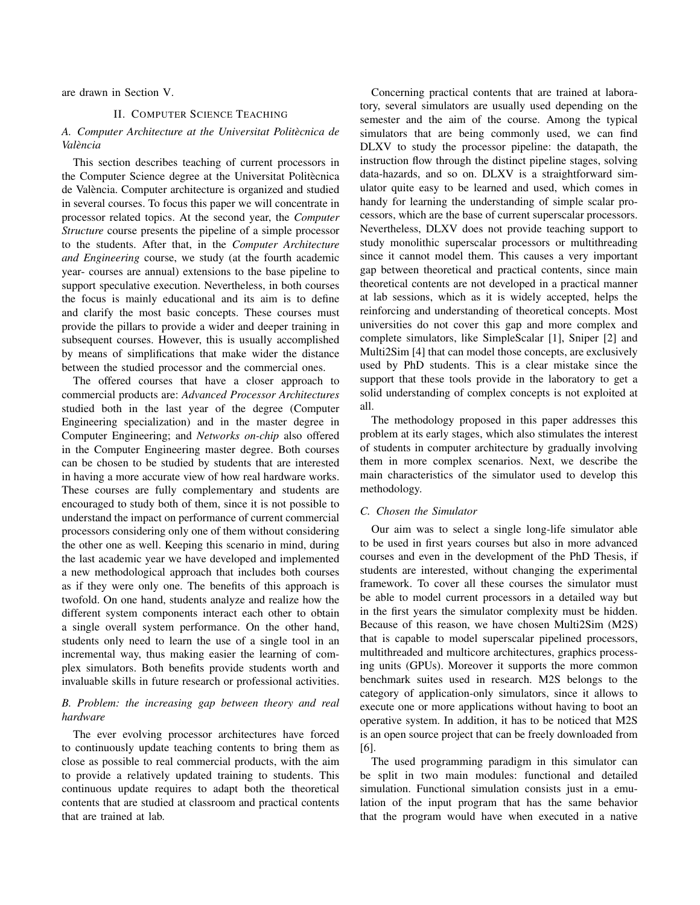are drawn in Section V.

## II. Computer Science Teaching

### A. Computer Architecture at the Universitat Politècnica de València

This section describes teaching of current processors in the Computer Science degree at the Universitat Politècnica de València. Computer architecture is organized and studied in several courses. To focus this paper we will concentrate in processor related topics. At the second year, the *Computer Structure* course presents the pipeline of a simple processor to the students. After that, in the *Computer Architecture and Engineering* course, we study (at the fourth academic year- courses are annual) extensions to the base pipeline to support speculative execution. Nevertheless, in both courses the focus is mainly educational and its aim is to define and clarify the most basic concepts. These courses must provide the pillars to provide a wider and deeper training in subsequent courses. However, this is usually accomplished by means of simplifications that make wider the distance between the studied processor and the commercial ones.

The offered courses that have a closer approach to commercial products are: *Advanced Processor Architectures* studied both in the last year of the degree (Computer Engineering specialization) and in the master degree in Computer Engineering; and *Networks on-chip* also offered in the Computer Engineering master degree. Both courses can be chosen to be studied by students that are interested in having a more accurate view of how real hardware works. These courses are fully complementary and students are encouraged to study both of them, since it is not possible to understand the impact on performance of current commercial processors considering only one of them without considering the other one as well. Keeping this scenario in mind, during the last academic year we have developed and implemented a new methodological approach that includes both courses as if they were only one. The benefits of this approach is twofold. On one hand, students analyze and realize how the different system components interact each other to obtain a single overall system performance. On the other hand, students only need to learn the use of a single tool in an incremental way, thus making easier the learning of complex simulators. Both benefits provide students worth and invaluable skills in future research or professional activities.

### B. Problem: the increasing gap between theory and real hardware

The ever evolving processor architectures have forced to continuously update teaching contents to bring them as close as possible to real commercial products, with the aim to provide a relatively updated training to students. This continuous update requires to adapt both the theoretical contents that are studied at classroom and practical contents that are trained at lab.

Concerning practical contents that are trained at laboratory, several simulators are usually used depending on the semester and the aim of the course. Among the typical simulators that are being commonly used, we can find DLXV to study the processor pipeline: the datapath, the instruction flow through the distinct pipeline stages, solving data-hazards, and so on. DLXV is a straightforward simulator quite easy to be learned and used, which comes in handy for learning the understanding of simple scalar processors, which are the base of current superscalar processors. Nevertheless, DLXV does not provide teaching support to study monolithic superscalar processors or multithreading since it cannot model them. This causes a very important gap between theoretical and practical contents, since main theoretical contents are not developed in a practical manner at lab sessions, which as it is widely accepted, helps the reinforcing and understanding of theoretical concepts. Most universities do not cover this gap and more complex and complete simulators, like SimpleScalar [1], Sniper [2] and Multi2Sim [4] that can model those concepts, are exclusively used by PhD students. This is a clear mistake since the support that these tools provide in the laboratory to get a solid understanding of complex concepts is not exploited at all.

The methodology proposed in this paper addresses this problem at its early stages, which also stimulates the interest of students in computer architecture by gradually involving them in more complex scenarios. Next, we describe the main characteristics of the simulator used to develop this methodology.

### C. Chosen the Simulator

Our aim was to select a single long-life simulator able to be used in first years courses but also in more advanced courses and even in the development of the PhD Thesis, if students are interested, without changing the experimental framework. To cover all these courses the simulator must be able to model current processors in a detailed way but in the first years the simulator complexity must be hidden. Because of this reason, we have chosen Multi2Sim (M2S) that is capable to model superscalar pipelined processors, multithreaded and multicore architectures, graphics processing units (GPUs). Moreover it supports the more common benchmark suites used in research. M2S belongs to the category of application-only simulators, since it allows to execute one or more applications without having to boot an operative system. In addition, it has to be noticed that M2S is an open source project that can be freely downloaded from [6].

The used programming paradigm in this simulator can be split in two main modules: functional and detailed simulation. Functional simulation consists just in a emulation of the input program that has the same behavior that the program would have when executed in a native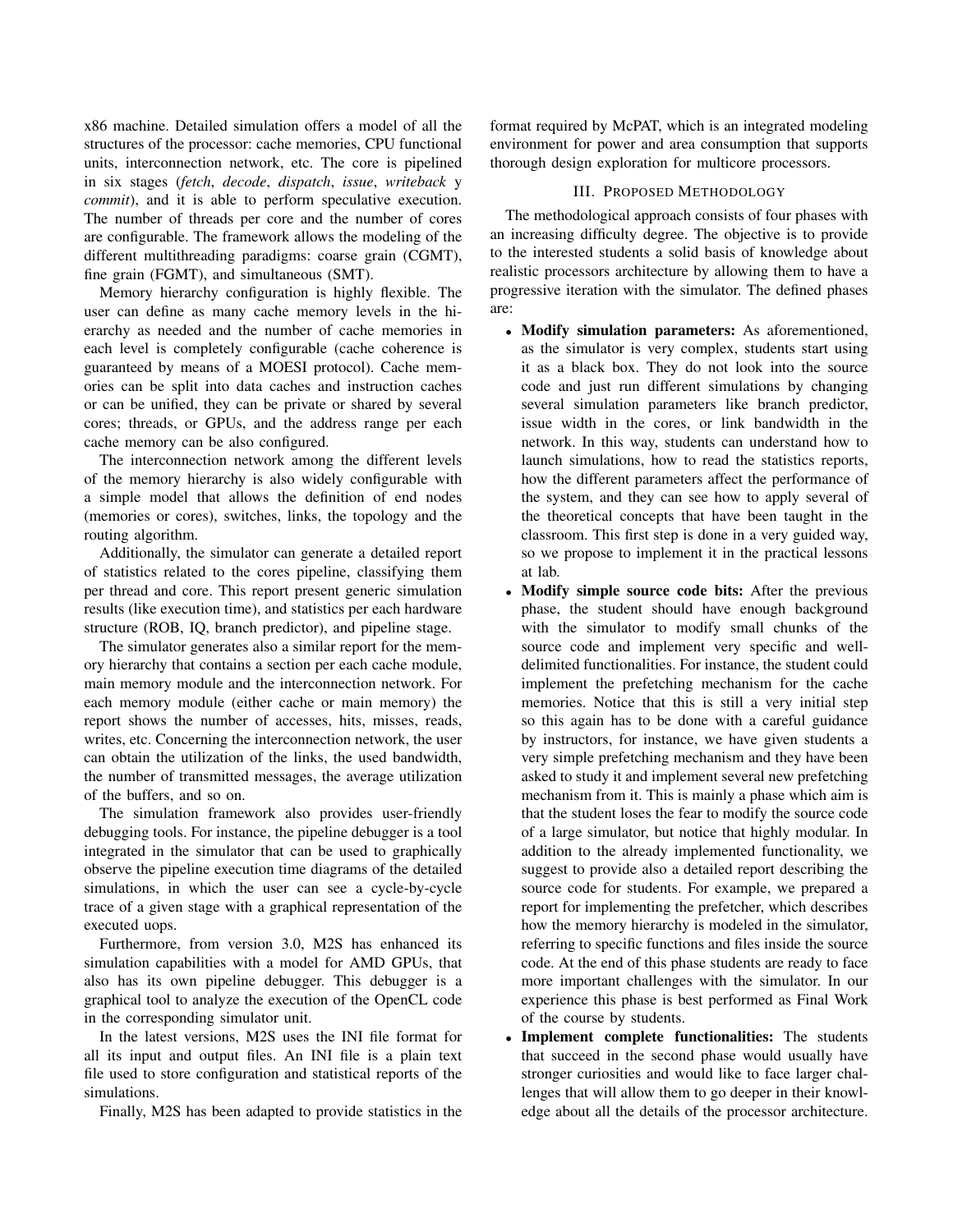x86 machine. Detailed simulation offers a model of all the structures of the processor: cache memories, CPU functional units, interconnection network, etc. The core is pipelined in six stages (*fetch*, *decode*, *dispatch*, *issue*, *writeback* y *commit*), and it is able to perform speculative execution. The number of threads per core and the number of cores are configurable. The framework allows the modeling of the different multithreading paradigms: coarse grain (CGMT), fine grain (FGMT), and simultaneous (SMT).

Memory hierarchy configuration is highly flexible. The user can define as many cache memory levels in the hierarchy as needed and the number of cache memories in each level is completely configurable (cache coherence is guaranteed by means of a MOESI protocol). Cache memories can be split into data caches and instruction caches or can be unified, they can be private or shared by several cores; threads, or GPUs, and the address range per each cache memory can be also configured.

The interconnection network among the different levels of the memory hierarchy is also widely configurable with a simple model that allows the definition of end nodes (memories or cores), switches, links, the topology and the routing algorithm.

Additionally, the simulator can generate a detailed report of statistics related to the cores pipeline, classifying them per thread and core. This report present generic simulation results (like execution time), and statistics per each hardware structure (ROB, IQ, branch predictor), and pipeline stage.

The simulator generates also a similar report for the memory hierarchy that contains a section per each cache module, main memory module and the interconnection network. For each memory module (either cache or main memory) the report shows the number of accesses, hits, misses, reads, writes, etc. Concerning the interconnection network, the user can obtain the utilization of the links, the used bandwidth, the number of transmitted messages, the average utilization of the buffers, and so on.

The simulation framework also provides user-friendly debugging tools. For instance, the pipeline debugger is a tool integrated in the simulator that can be used to graphically observe the pipeline execution time diagrams of the detailed simulations, in which the user can see a cycle-by-cycle trace of a given stage with a graphical representation of the executed uops.

Furthermore, from version 3.0, M2S has enhanced its simulation capabilities with a model for AMD GPUs, that also has its own pipeline debugger. This debugger is a graphical tool to analyze the execution of the OpenCL code in the corresponding simulator unit.

In the latest versions, M2S uses the INI file format for all its input and output files. An INI file is a plain text file used to store configuration and statistical reports of the simulations.

Finally, M2S has been adapted to provide statistics in the format required by McPAT, which is an integrated modeling environment for power and area consumption that supports thorough design exploration for multicore processors.

## III. Proposed Methodology

The methodological approach consists of four phases with an increasing difficulty degree. The objective is to provide to the interested students a solid basis of knowledge about realistic processors architecture by allowing them to have a progressive iteration with the simulator. The defined phases are:

- **Modify simulation parameters:** As aforementioned, as the simulator is very complex, students start using it as a black box. They do not look into the source code and just run different simulations by changing several simulation parameters like branch predictor, issue width in the cores, or link bandwidth in the network. In this way, students can understand how to launch simulations, how to read the statistics reports, how the different parameters affect the performance of the system, and they can see how to apply several of the theoretical concepts that have been taught in the classroom. This first step is done in a very guided way, so we propose to implement it in the practical lessons at lab.
- **Modify simple source code bits:** After the previous phase, the student should have enough background with the simulator to modify small chunks of the source code and implement very specific and well-delimited functionalities. For instance, the student could implement the prefetching mechanism for the cache memories. Notice that this is still a very initial step so this again has to be done with a careful guidance by instructors, for instance, we have given students a very simple prefetching mechanism and they have been asked to study it and implement several new prefetching mechanism from it. This is mainly a phase which aim is that the student loses the fear to modify the source code of a large simulator, but notice that highly modular. In addition to the already implemented functionality, we suggest to provide also a detailed report describing the source code for students. For example, we prepared a report for implementing the prefetcher, which describes how the memory hierarchy is modeled in the simulator, referring to specific functions and files inside the source code. At the end of this phase students are ready to face more important challenges with the simulator. In our experience this phase is best performed as Final Work of the course by students.
- **Implement complete functionalities:** The students that succeed in the second phase would usually have stronger curiosities and would like to face larger challenges that will allow them to go deeper in their knowledge about all the details of the processor architecture.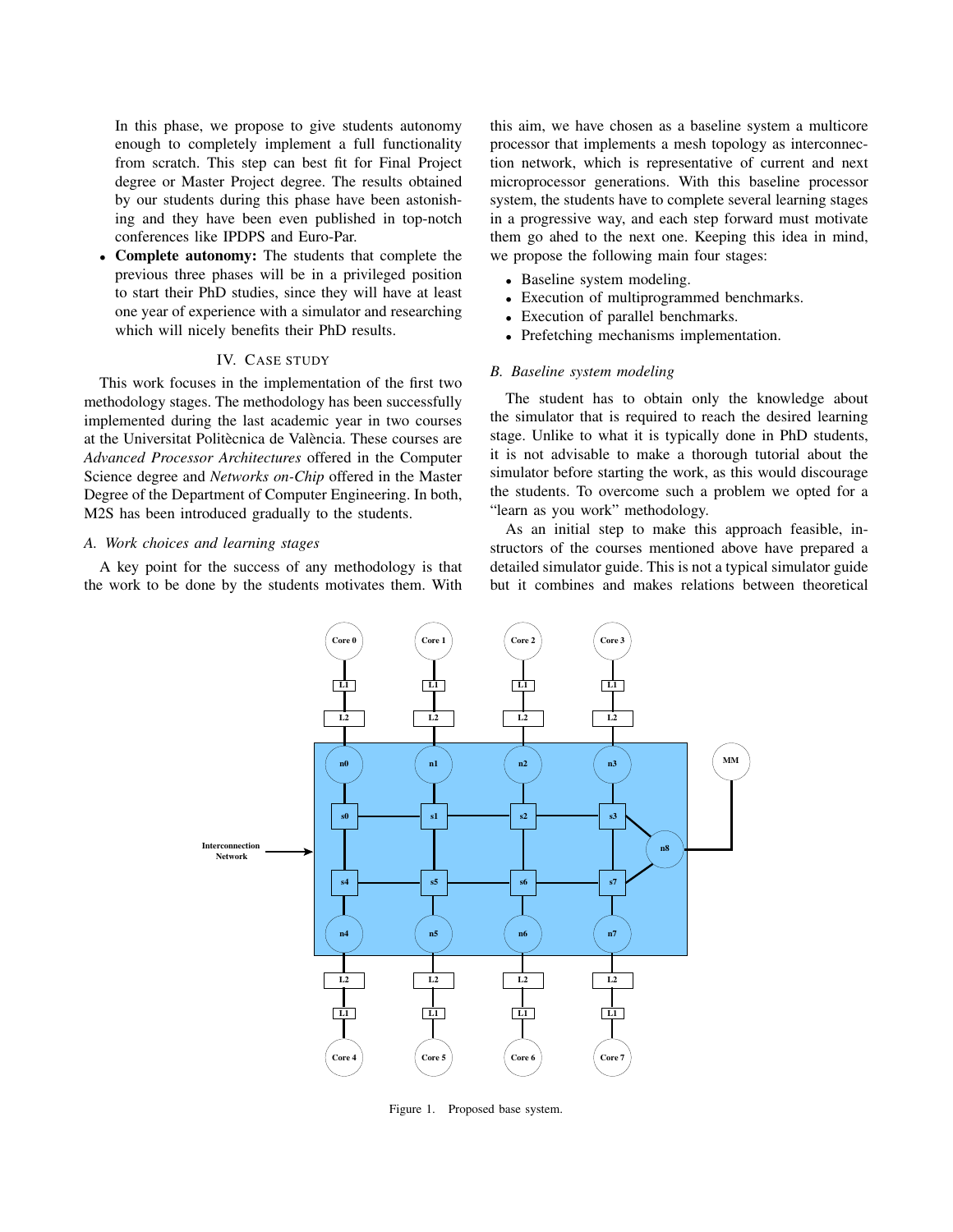In this phase, we propose to give students autonomy enough to completely implement a full functionality from scratch. This step can best fit for Final Project degree or Master Project degree. The results obtained by our students during this phase have been astonishing and they have been even published in top-notch conferences like IPDPS and Euro-Par.

- **Complete autonomy:** The students that complete the previous three phases will be in a privileged position to start their PhD studies, since they will have at least one year of experience with a simulator and researching which will nicely benefits their PhD results.

## IV. Case Study

This work focuses in the implementation of the first two methodology stages. The methodology has been successfully implemented during the last academic year in two courses at the Universitat Politècnica de València. These courses are *Advanced Processor Architectures* offered in the Computer Science degree and *Networks on-Chip* offered in the Master Degree of the Department of Computer Engineering. In both, M2S has been introduced gradually to the students.

### A. Work choices and learning stages

A key point for the success of any methodology is that the work to be done by the students motivates them. With this aim, we have chosen as a baseline system a multicore processor that implements a mesh topology as interconnection network, which is representative of current and next microprocessor generations. With this baseline processor system, the students have to complete several learning stages in a progressive way, and each step forward must motivate them go ahed to the next one. Keeping this idea in mind, we propose the following main four stages:

- Baseline system modeling.
- Execution of multiprogrammed benchmarks.
- Execution of parallel benchmarks.
- Prefetching mechanisms implementation.

### B. Baseline system modeling

The student has to obtain only the knowledge about the simulator that is required to reach the desired learning stage. Unlike to what it is typically done in PhD students, it is not advisable to make a thorough tutorial about the simulator before starting the work, as this would discourage the students. To overcome such a problem we opted for a "learn as you work" methodology.

As an initial step to make this approach feasible, instructors of the courses mentioned above have prepared a detailed simulator guide. This is not a typical simulator guide but it combines and makes relations between theoretical

Figure 1. Proposed base system.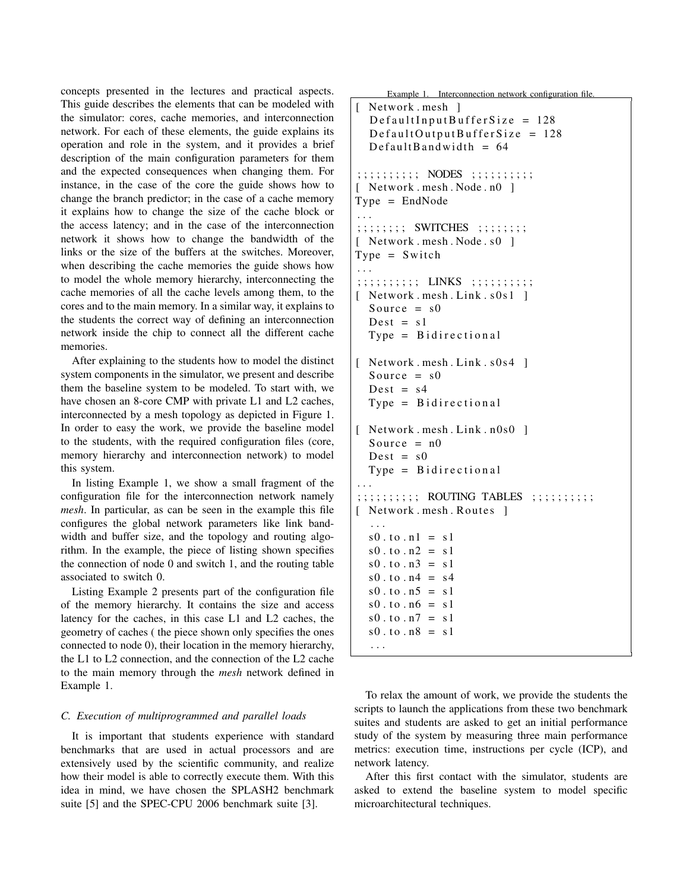concepts presented in the lectures and practical aspects. This guide describes the elements that can be modeled with the simulator: cores, cache memories, and interconnection network. For each of these elements, the guide explains its operation and role in the system, and it provides a brief description of the main configuration parameters for them and the expected consequences when changing them. For instance, in the case of the core the guide shows how to change the branch predictor; in the case of a cache memory it explains how to change the size of the cache block or the access latency; and in the case of the interconnection network it shows how to change the bandwidth of the links or the size of the buffers at the switches. Moreover, when describing the cache memories the guide shows how to model the whole memory hierarchy, interconnecting the cache memories of all the cache levels among them, to the cores and to the main memory. In a similar way, it explains to the students the correct way of defining an interconnection network inside the chip to connect all the different cache memories.

After explaining to the students how to model the distinct system components in the simulator, we present and describe them the baseline system to be modeled. To start with, we have chosen an 8-core CMP with private L1 and L2 caches, interconnected by a mesh topology as depicted in Figure 1. In order to easy the work, we provide the baseline model to the students, with the required configuration files (core, memory hierarchy and interconnection network) to model this system.

In listing Example 1, we show a small fragment of the configuration file for the interconnection network namely *mesh*. In particular, as can be seen in the example this file configures the global network parameters like link bandwidth and buffer size, and the topology and routing algorithm. In the example, the piece of listing shown specifies the connection of node 0 and switch 1, and the routing table associated to switch 0.

Listing Example 2 presents part of the configuration file of the memory hierarchy. It contains the size and access latency for the caches, in this case L1 and L2 caches, the geometry of caches ( the piece shown only specifies the ones connected to node 0), their location in the memory hierarchy, the L1 to L2 connection, and the connection of the L2 cache to the main memory through the *mesh* network defined in Example 1.

Example 1. Interconnection network configuration file.

```
[ Network.mesh ]
  DefaultInputBufferSize = 128
  DefaultOutputBufferSize = 128
  DefaultBandwidth = 64

;;;;;;;;;; NODES ;;;;;;;;;;
[ Network.mesh.Node.n0 ]
Type = EndNode
...
;;;;;;;; SWITCHES ;;;;;;;;
[ Network.mesh.Node.s0 ]
Type = Switch
...
;;;;;;;;;; LINKS ;;;;;;;;;;
[ Network.mesh.Link.s0s1 ]
  Source = s0
  Dest = s1
  Type = Bidirectional

[ Network.mesh.Link.s0s4 ]
  Source = s0
  Dest = s4
  Type = Bidirectional

[ Network.mesh.Link.n0s0 ]
  Source = n0
  Dest = s0
  Type = Bidirectional
...
;;;;;;;;;; ROUTING TABLES ;;;;;;;;;;
[ Network.mesh.Routes ]
  ...
  s0.to.n1 = s1
  s0.to.n2 = s1
  s0.to.n3 = s1
  s0.to.n4 = s4
  s0.to.n5 = s1
  s0.to.n6 = s1
  s0.to.n7 = s1
  s0.to.n8 = s1
  ...
```

### C. Execution of multiprogrammed and parallel loads

It is important that students experience with standard benchmarks that are used in actual processors and are extensively used by the scientific community, and realize how their model is able to correctly execute them. With this idea in mind, we have chosen the SPLASH2 benchmark suite [5] and the SPEC-CPU 2006 benchmark suite [3].

To relax the amount of work, we provide the students the scripts to launch the applications from these two benchmark suites and students are asked to get an initial performance study of the system by measuring three main performance metrics: execution time, instructions per cycle (ICP), and network latency.

After this first contact with the simulator, students are asked to extend the baseline system to model specific microarchitectural techniques.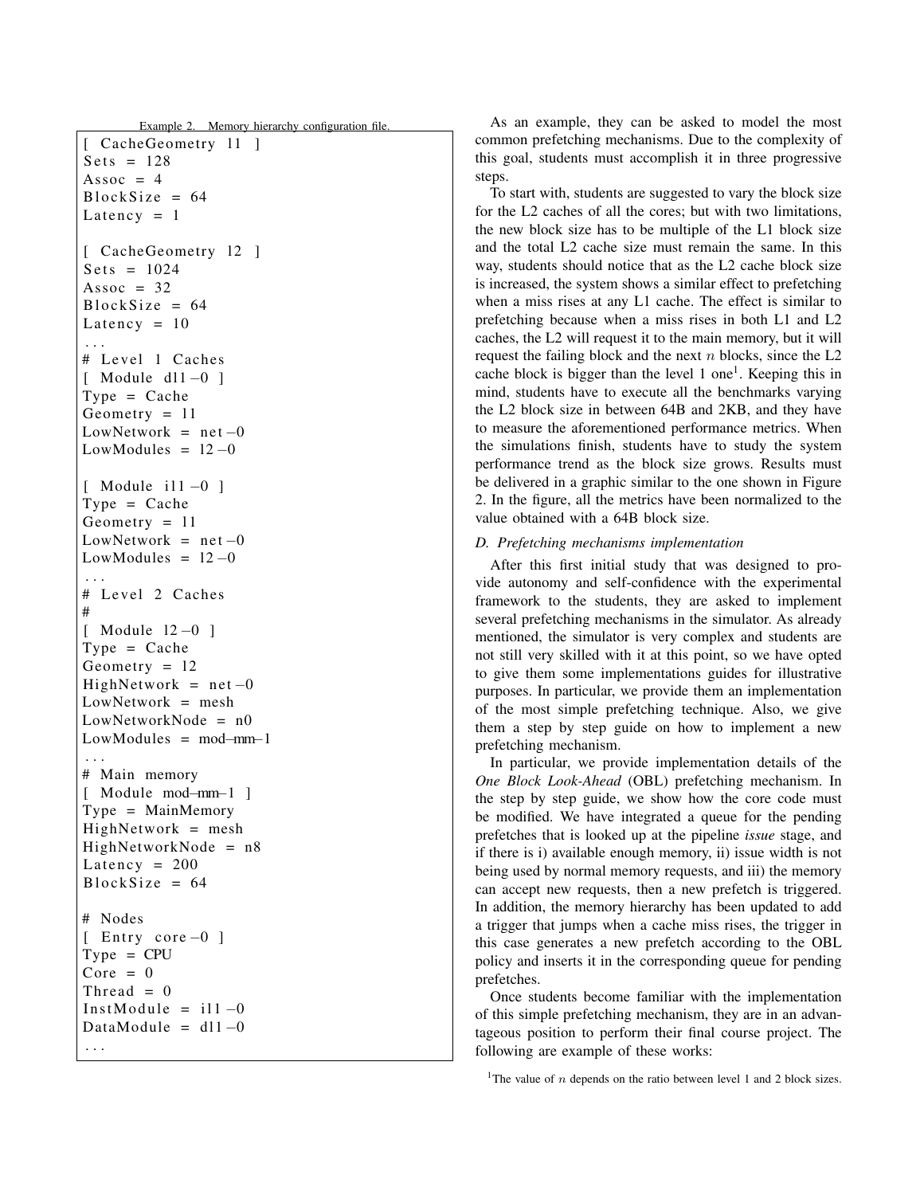Example 2. Memory hierarchy configuration file.

```
[ CacheGeometry l1 ]
Sets = 128
Assoc = 4
BlockSize = 64
Latency = 1

[ CacheGeometry l2 ]
Sets = 1024
Assoc = 32
BlockSize = 64
Latency = 10
...
# Level 1 Caches
[ Module dl1-0 ]
Type = Cache
Geometry = l1
LowNetwork = net-0
LowModules = l2-0

[ Module il1-0 ]
Type = Cache
Geometry = l1
LowNetwork = net-0
LowModules = l2-0
...
# Level 2 Caches
#
[ Module l2-0 ]
Type = Cache
Geometry = l2
HighNetwork = net-0
LowNetwork = mesh
LowNetworkNode = n0
LowModules = mod-mm-1
...
# Main memory
[ Module mod-mm-1 ]
Type = MainMemory
HighNetwork = mesh
HighNetworkNode = n8
Latency = 200
BlockSize = 64

# Nodes
[ Entry core-0 ]
Type = CPU
Core = 0
Thread = 0
InstModule = il1-0
DataModule = dl1-0
...
```

As an example, they can be asked to model the most common prefetching mechanisms. Due to the complexity of this goal, students must accomplish it in three progressive steps.

To start with, students are suggested to vary the block size for the L2 caches of all the cores; but with two limitations, the new block size has to be multiple of the L1 block size and the total L2 cache size must remain the same. In this way, students should notice that as the L2 cache block size is increased, the system shows a similar effect to prefetching when a miss rises at any L1 cache. The effect is similar to prefetching because when a miss rises in both L1 and L2 caches, the L2 will request it to the main memory, but it will request the failing block and the next $n$ blocks, since the L2 cache block is bigger than the level 1 one[1]. Keeping this in mind, students have to execute all the benchmarks varying the L2 block size in between 64B and 2KB, and they have to measure the aforementioned performance metrics. When the simulations finish, students have to study the system performance trend as the block size grows. Results must be delivered in a graphic similar to the one shown in Figure 2. In the figure, all the metrics have been normalized to the value obtained with a 64B block size.

### D. Prefetching mechanisms implementation

After this first initial study that was designed to provide autonomy and self-confidence with the experimental framework to the students, they are asked to implement several prefetching mechanisms in the simulator. As already mentioned, the simulator is very complex and students are not still very skilled with it at this point, so we have opted to give them some implementations guides for illustrative purposes. In particular, we provide them an implementation of the most simple prefetching technique. Also, we give them a step by step guide on how to implement a new prefetching mechanism.

In particular, we provide implementation details of the *One Block Look-Ahead* (OBL) prefetching mechanism. In the step by step guide, we show how the core code must be modified. We have integrated a queue for the pending prefetches that is looked up at the pipeline *issue* stage, and if there is i) available enough memory, ii) issue width is not being used by normal memory requests, and iii) the memory can accept new requests, then a new prefetch is triggered. In addition, the memory hierarchy has been updated to add a trigger that jumps when a cache miss rises, the trigger in this case generates a new prefetch according to the OBL policy and inserts it in the corresponding queue for pending prefetches.

Once students become familiar with the implementation of this simple prefetching mechanism, they are in an advantageous position to perform their final course project. The following are example of these works:

[1] The value of $n$ depends on the ratio between level 1 and 2 block sizes.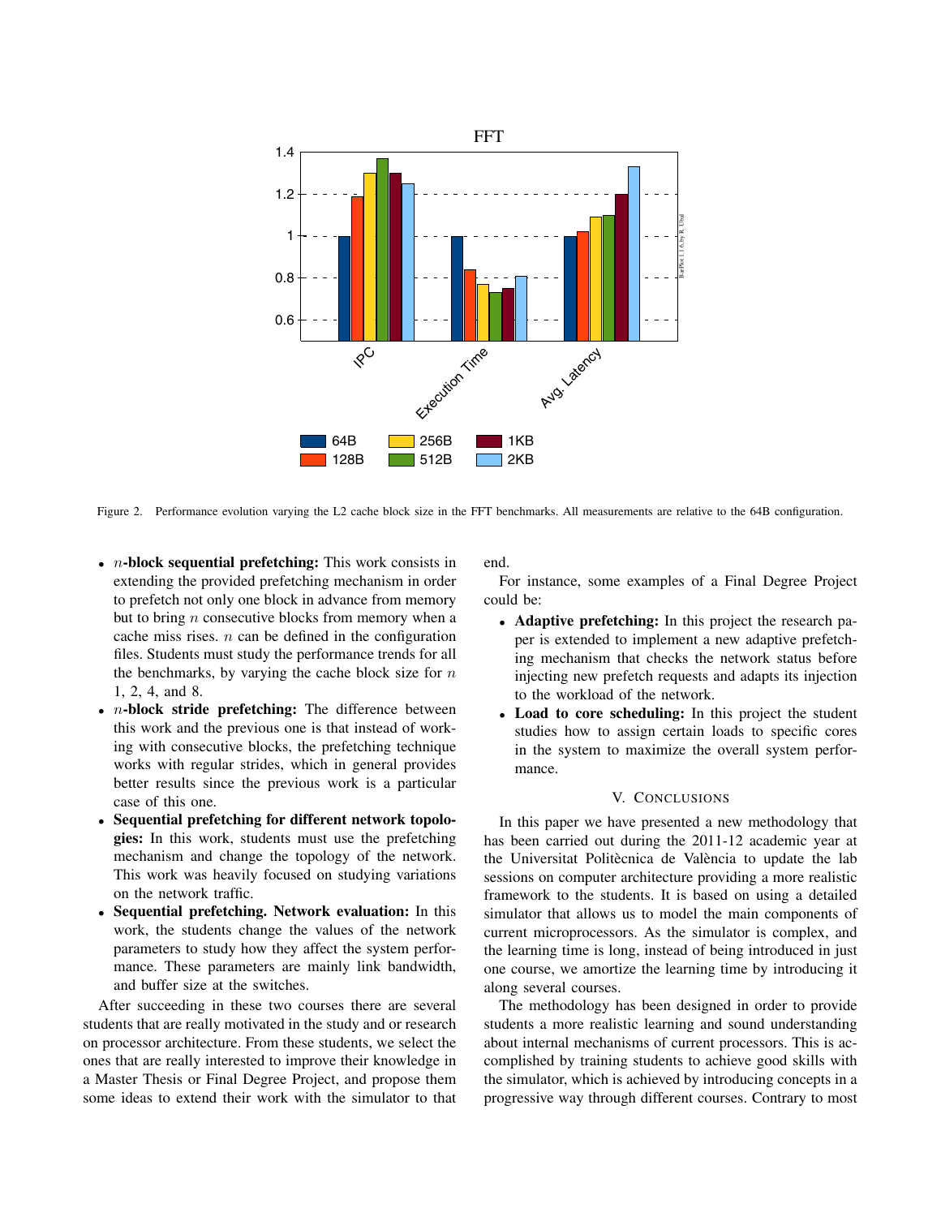Figure 2. Performance evolution varying the L2 cache block size in the FFT benchmarks. All measurements are relative to the 64B configuration.

- **$n$-block sequential prefetching:** This work consists in extending the provided prefetching mechanism in order to prefetch not only one block in advance from memory but to bring $n$ consecutive blocks from memory when a cache miss rises. $n$ can be defined in the configuration files. Students must study the performance trends for all the benchmarks, by varying the cache block size for $n$ 1, 2, 4, and 8.
- **$n$-block stride prefetching:** The difference between this work and the previous one is that instead of working with consecutive blocks, the prefetching technique works with regular strides, which in general provides better results since the previous work is a particular case of this one.
- **Sequential prefetching for different network topologies:** In this work, students must use the prefetching mechanism and change the topology of the network. This work was heavily focused on studying variations on the network traffic.
- **Sequential prefetching. Network evaluation:** In this work, the students change the values of the network parameters to study how they affect the system performance. These parameters are mainly link bandwidth, and buffer size at the switches.

After succeeding in these two courses there are several students that are really motivated in the study and or research on processor architecture. From these students, we select the ones that are really interested to improve their knowledge in a Master Thesis or Final Degree Project, and propose them some ideas to extend their work with the simulator to that end.

For instance, some examples of a Final Degree Project could be:

- **Adaptive prefetching:** In this project the research paper is extended to implement a new adaptive prefetching mechanism that checks the network status before injecting new prefetch requests and adapts its injection to the workload of the network.
- **Load to core scheduling:** In this project the student studies how to assign certain loads to specific cores in the system to maximize the overall system performance.

## V. Conclusions

In this paper we have presented a new methodology that has been carried out during the 2011-12 academic year at the Universitat Politècnica de València to update the lab sessions on computer architecture providing a more realistic framework to the students. It is based on using a detailed simulator that allows us to model the main components of current microprocessors. As the simulator is complex, and the learning time is long, instead of being introduced in just one course, we amortize the learning time by introducing it along several courses.

The methodology has been designed in order to provide students a more realistic learning and sound understanding about internal mechanisms of current processors. This is accomplished by training students to achieve good skills with the simulator, which is achieved by introducing concepts in a progressive way through different courses. Contrary to most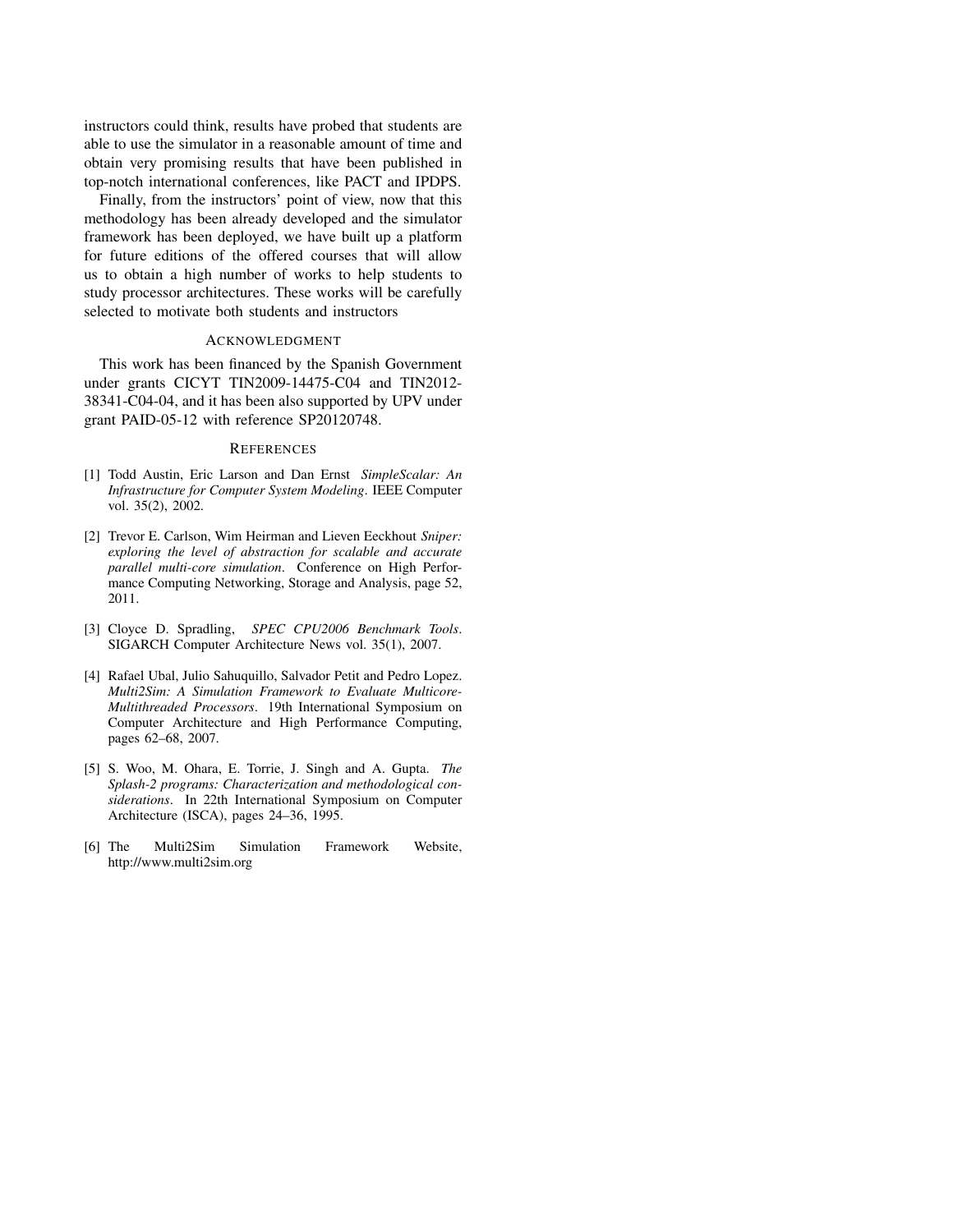instructors could think, results have probed that students are able to use the simulator in a reasonable amount of time and obtain very promising results that have been published in top-notch international conferences, like PACT and IPDPS.

Finally, from the instructors' point of view, now that this methodology has been already developed and the simulator framework has been deployed, we have built up a platform for future editions of the offered courses that will allow us to obtain a high number of works to help students to study processor architectures. These works will be carefully selected to motivate both students and instructors

## ACKNOWLEDGMENT

This work has been financed by the Spanish Government under grants CICYT TIN2009-14475-C04 and TIN2012-38341-C04-04, and it has been also supported by UPV under grant PAID-05-12 with reference SP20120748.

## REFERENCES

[1] Todd Austin, Eric Larson and Dan Ernst *SimpleScalar: An Infrastructure for Computer System Modeling*. IEEE Computer vol. 35(2), 2002.

[2] Trevor E. Carlson, Wim Heirman and Lieven Eeckhout *Sniper: exploring the level of abstraction for scalable and accurate parallel multi-core simulation*. Conference on High Performance Computing Networking, Storage and Analysis, page 52, 2011.

[3] Cloyce D. Spradling, *SPEC CPU2006 Benchmark Tools*. SIGARCH Computer Architecture News vol. 35(1), 2007.

[4] Rafael Ubal, Julio Sahuquillo, Salvador Petit and Pedro Lopez. *Multi2Sim: A Simulation Framework to Evaluate Multicore-Multithreaded Processors*. 19th International Symposium on Computer Architecture and High Performance Computing, pages 62–68, 2007.

[5] S. Woo, M. Ohara, E. Torrie, J. Singh and A. Gupta. *The Splash-2 programs: Characterization and methodological considerations*. In 22th International Symposium on Computer Architecture (ISCA), pages 24–36, 1995.

[6] The Multi2Sim Simulation Framework Website, http://www.multi2sim.org